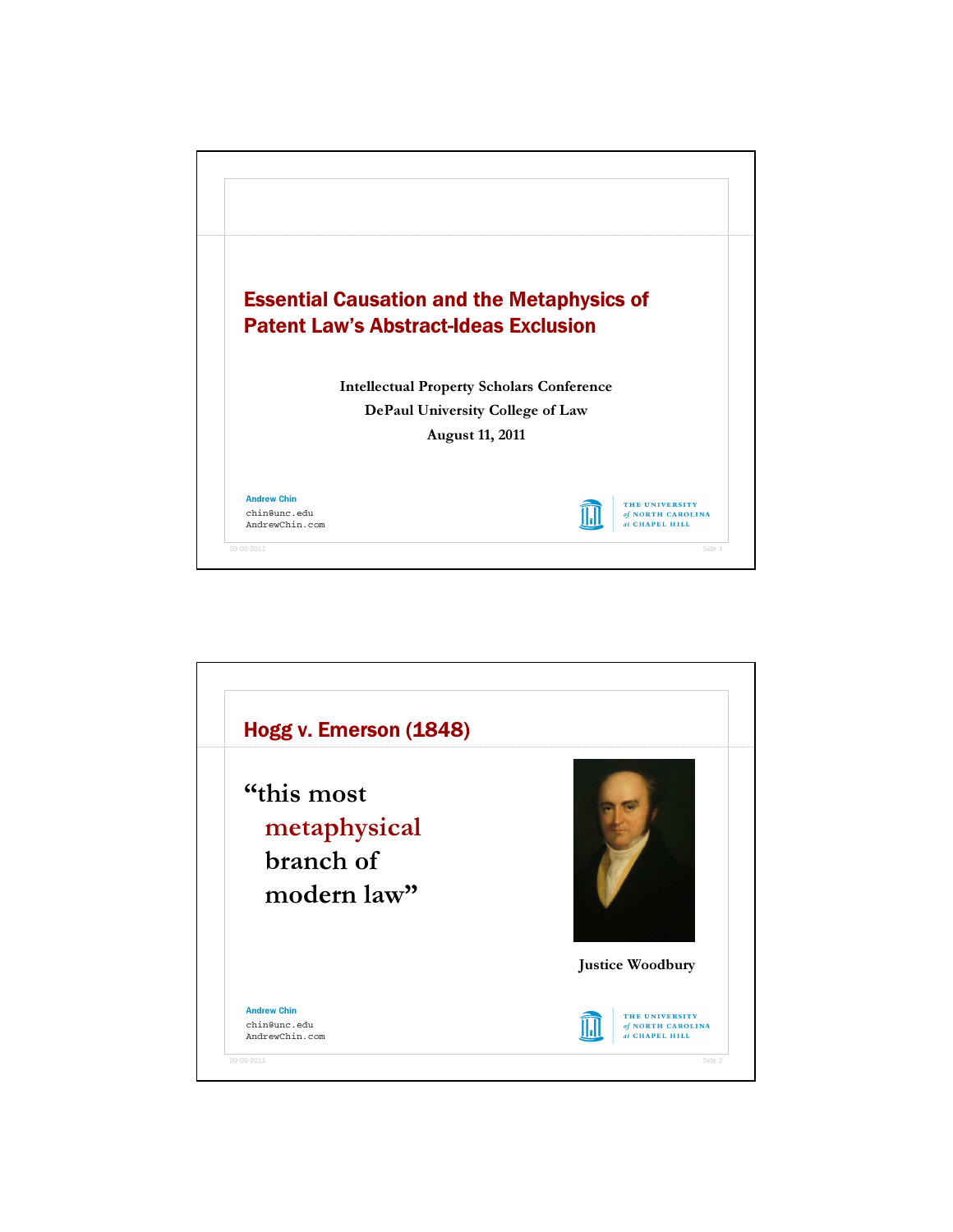# Essential Causation and the Metaphysics of Patent Law's Abstract-Ideas Exclusion

Intellectual Property Scholars Conference
DePaul University College of Law
August 11, 2011

**Andrew Chin**
chin@unc.edu
AndrewChin.com

THE UNIVERSITY *of* NORTH CAROLINA *at* CHAPEL HILL

## Hogg v. Emerson (1848)

"this most metaphysical branch of modern law"

Justice Woodbury

**Andrew Chin**
chin@unc.edu
AndrewChin.com

THE UNIVERSITY *of* NORTH CAROLINA *at* CHAPEL HILL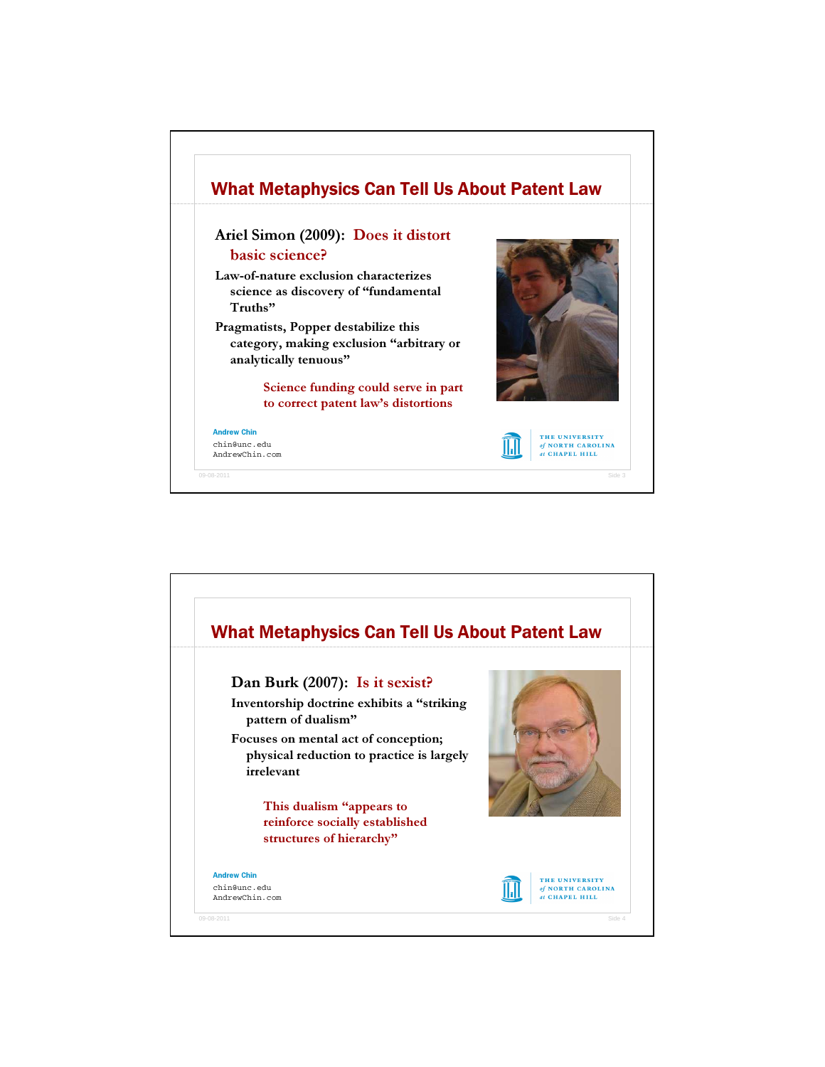## What Metaphysics Can Tell Us About Patent Law

### Ariel Simon (2009): Does it distort basic science?

Law-of-nature exclusion characterizes science as discovery of "fundamental Truths"

Pragmatists, Popper destabilize this category, making exclusion "arbitrary or analytically tenuous"

Science funding could serve in part to correct patent law's distortions

Andrew Chin
chin@unc.edu
AndrewChin.com

---

## What Metaphysics Can Tell Us About Patent Law

### Dan Burk (2007): Is it sexist?

Inventorship doctrine exhibits a "striking pattern of dualism"

Focuses on mental act of conception; physical reduction to practice is largely irrelevant

This dualism "appears to reinforce socially established structures of hierarchy"

Andrew Chin
chin@unc.edu
AndrewChin.com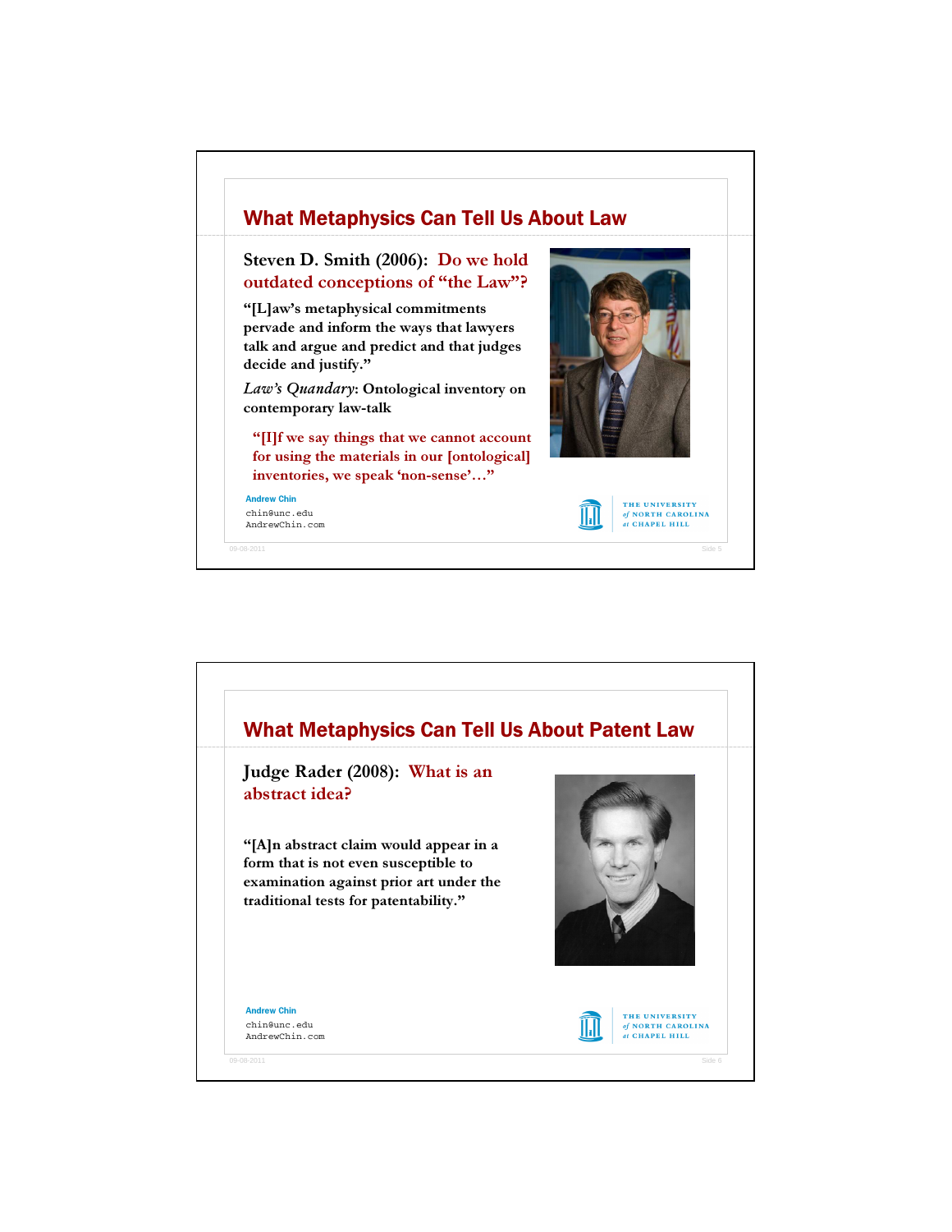## What Metaphysics Can Tell Us About Law

**Steven D. Smith (2006): Do we hold outdated conceptions of "the Law"?**

**"[L]aw's metaphysical commitments pervade and inform the ways that lawyers talk and argue and predict and that judges decide and justify."**

***Law's Quandary*: Ontological inventory on contemporary law-talk**

> **"[I]f we say things that we cannot account for using the materials in our [ontological] inventories, we speak 'non-sense'…"**

**Andrew Chin**
chin@unc.edu
AndrewChin.com

THE UNIVERSITY *of* NORTH CAROLINA *at* CHAPEL HILL

## What Metaphysics Can Tell Us About Patent Law

**Judge Rader (2008): What is an abstract idea?**

**"[A]n abstract claim would appear in a form that is not even susceptible to examination against prior art under the traditional tests for patentability."**

**Andrew Chin**
chin@unc.edu
AndrewChin.com

THE UNIVERSITY *of* NORTH CAROLINA *at* CHAPEL HILL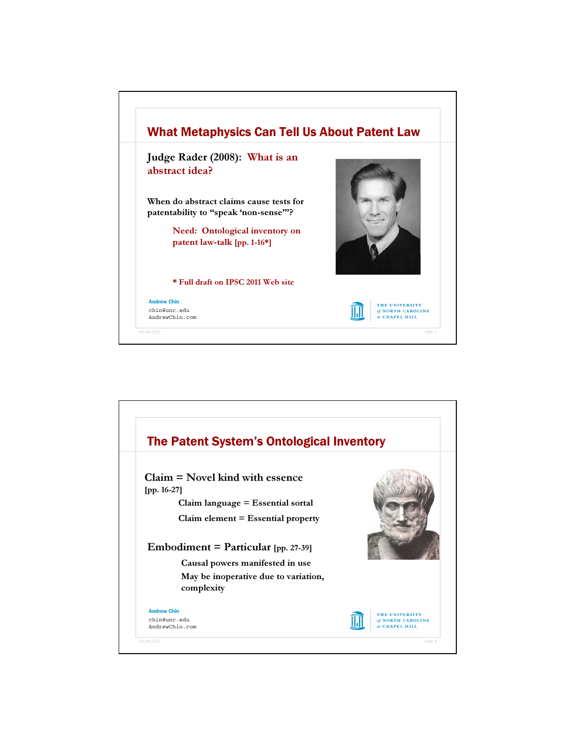## What Metaphysics Can Tell Us About Patent Law

**Judge Rader (2008): What is an abstract idea?**

**When do abstract claims cause tests for patentability to "speak 'non-sense'"?**

**Need: Ontological inventory on patent law-talk [pp. 1-16*]**

**\* Full draft on IPSC 2011 Web site**

Andrew Chin
chin@unc.edu
AndrewChin.com

THE UNIVERSITY of NORTH CAROLINA at CHAPEL HILL

## The Patent System's Ontological Inventory

**Claim = Novel kind with essence [pp. 16-27]**

- **Claim language = Essential sortal**
- **Claim element = Essential property**

**Embodiment = Particular [pp. 27-39]**

- **Causal powers manifested in use**
- **May be inoperative due to variation, complexity**

Andrew Chin
chin@unc.edu
AndrewChin.com

THE UNIVERSITY of NORTH CAROLINA at CHAPEL HILL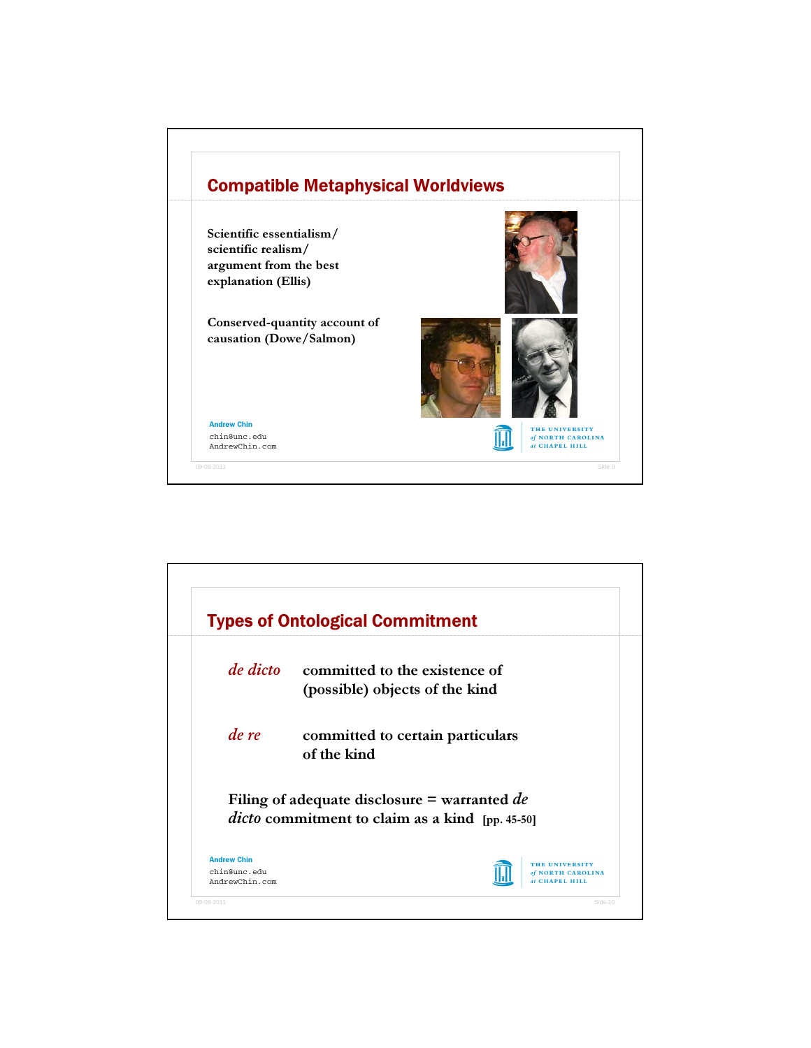## Compatible Metaphysical Worldviews

Scientific essentialism/ scientific realism/ argument from the best explanation (Ellis)

Conserved-quantity account of causation (Dowe/Salmon)

Andrew Chin
chin@unc.edu
AndrewChin.com

## Types of Ontological Commitment

*de dicto* committed to the existence of (possible) objects of the kind

*de re* committed to certain particulars of the kind

Filing of adequate disclosure = warranted *de dicto* commitment to claim as a kind [pp. 45-50]

Andrew Chin
chin@unc.edu
AndrewChin.com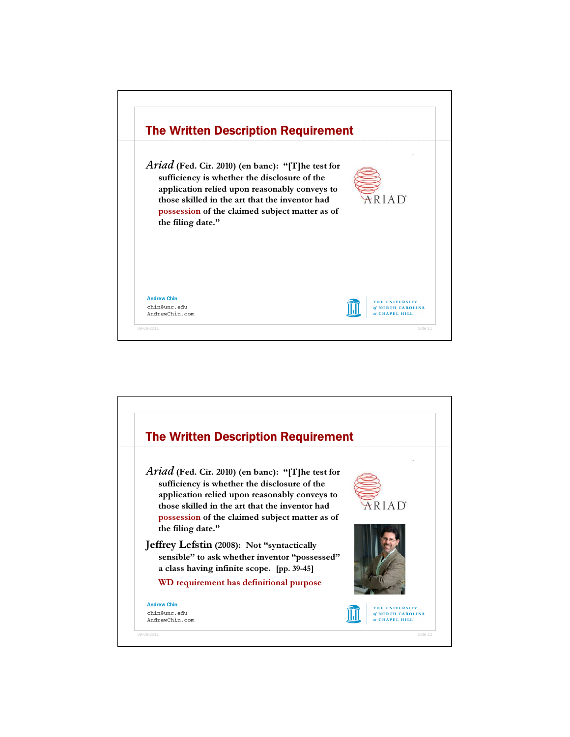## The Written Description Requirement

*Ariad* (Fed. Cir. 2010) (en banc): "[T]he test for sufficiency is whether the disclosure of the application relied upon reasonably conveys to those skilled in the art that the inventor had possession of the claimed subject matter as of the filing date."

Andrew Chin
chin@unc.edu
AndrewChin.com

## The Written Description Requirement

*Ariad* (Fed. Cir. 2010) (en banc): "[T]he test for sufficiency is whether the disclosure of the application relied upon reasonably conveys to those skilled in the art that the inventor had possession of the claimed subject matter as of the filing date."

Jeffrey Lefstin (2008): Not "syntactically sensible" to ask whether inventor "possessed" a class having infinite scope. [pp. 39-45]

WD requirement has definitional purpose

Andrew Chin
chin@unc.edu
AndrewChin.com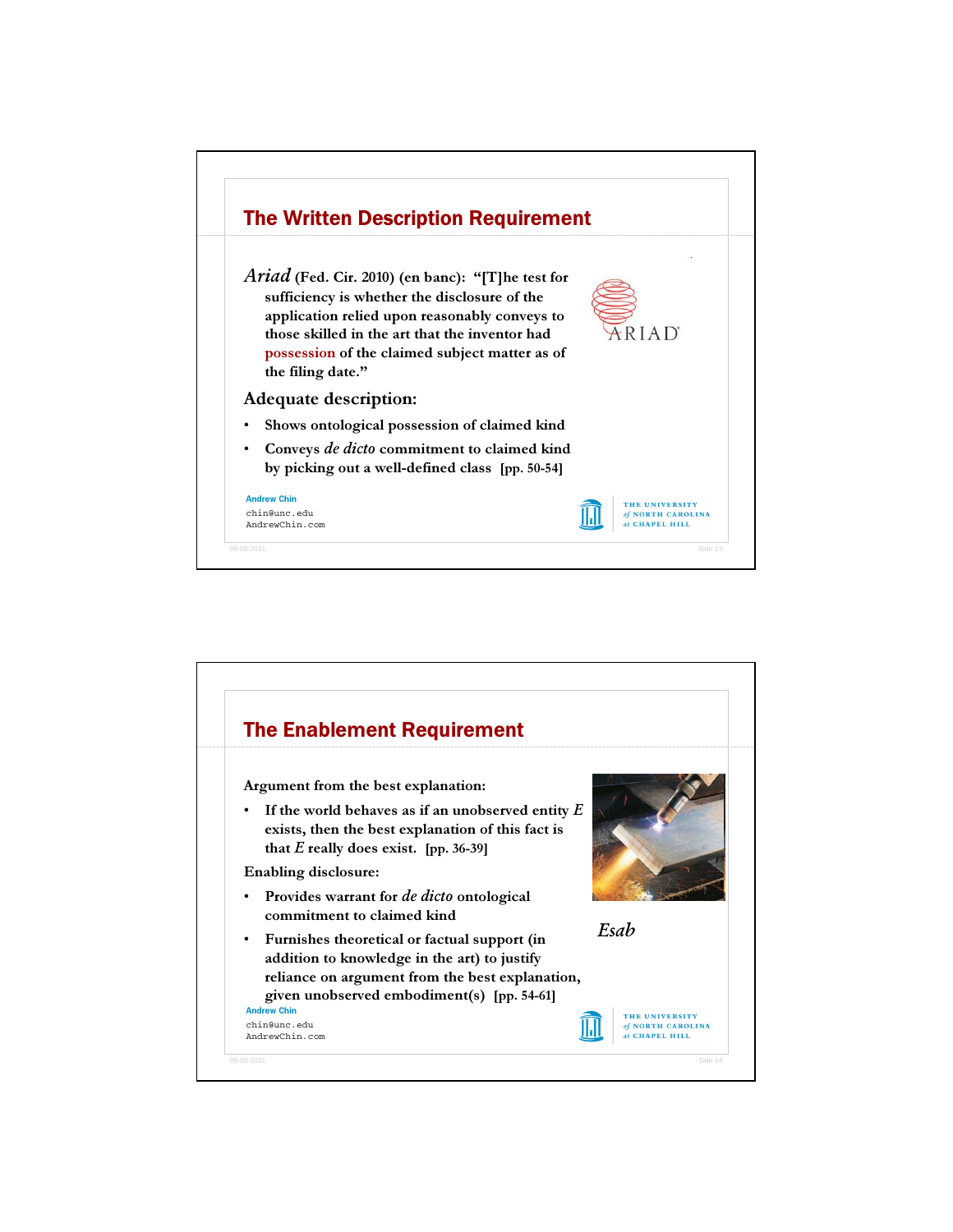## The Written Description Requirement

*Ariad* (Fed. Cir. 2010) (en banc): "[T]he test for sufficiency is whether the disclosure of the application relied upon reasonably conveys to those skilled in the art that the inventor had possession of the claimed subject matter as of the filing date."

ARIAD

**Adequate description:**

- Shows ontological possession of claimed kind
- Conveys *de dicto* commitment to claimed kind by picking out a well-defined class [pp. 50-54]

Andrew Chin
chin@unc.edu
AndrewChin.com

THE UNIVERSITY of NORTH CAROLINA at CHAPEL HILL

## The Enablement Requirement

**Argument from the best explanation:**

- If the world behaves as if an unobserved entity *E* exists, then the best explanation of this fact is that *E* really does exist. [pp. 36-39]

**Enabling disclosure:**

- Provides warrant for *de dicto* ontological commitment to claimed kind
- Furnishes theoretical or factual support (in addition to knowledge in the art) to justify reliance on argument from the best explanation, given unobserved embodiment(s) [pp. 54-61]

*Esab*

Andrew Chin
chin@unc.edu
AndrewChin.com

THE UNIVERSITY of NORTH CAROLINA at CHAPEL HILL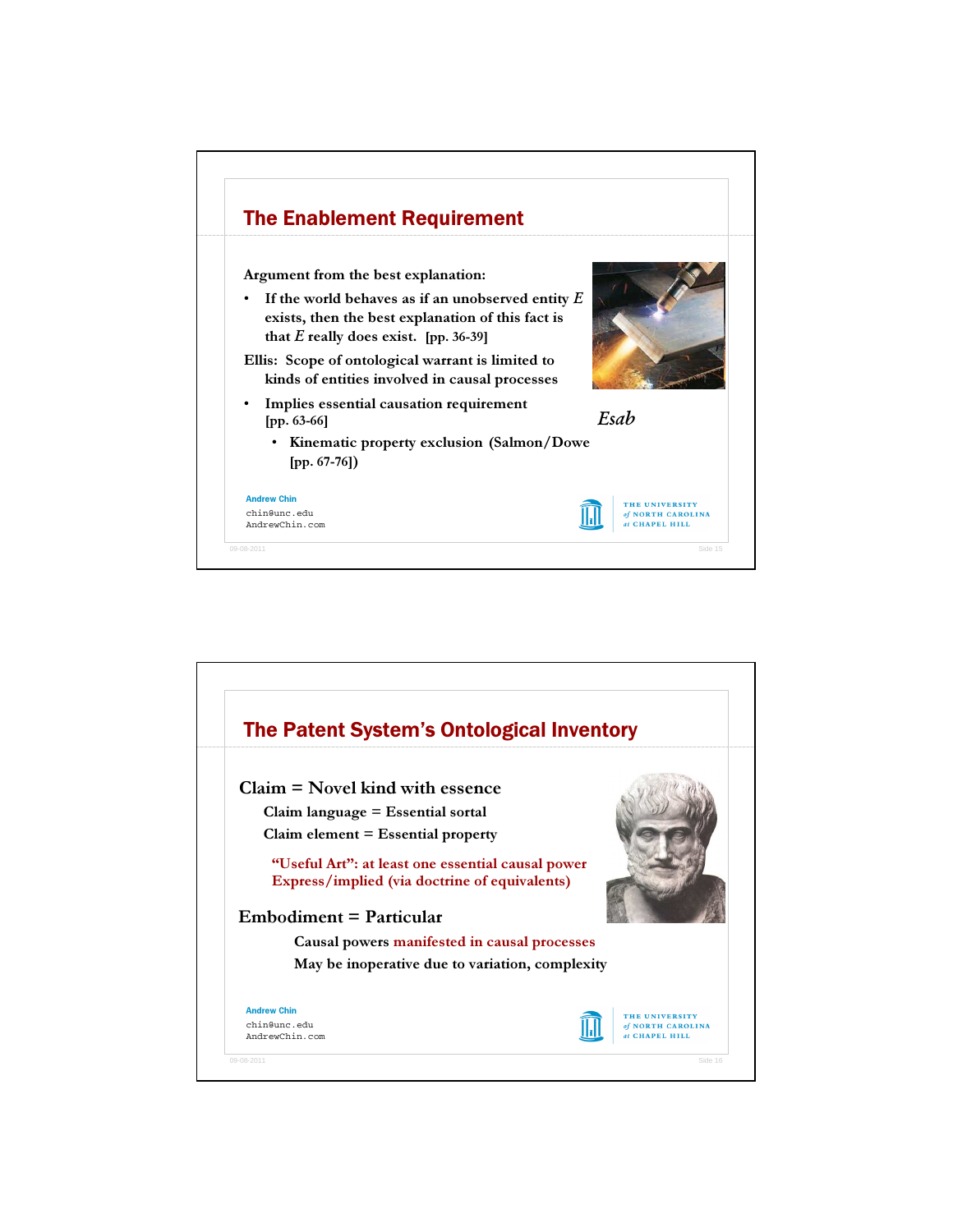## The Enablement Requirement

**Argument from the best explanation:**

- **If the world behaves as if an unobserved entity *E* exists, then the best explanation of this fact is that *E* really does exist. [pp. 36-39]**

**Ellis: Scope of ontological warrant is limited to kinds of entities involved in causal processes**

- **Implies essential causation requirement [pp. 63-66]**
  - **Kinematic property exclusion (Salmon/Dowe [pp. 67-76])**

*Esab*

**Andrew Chin**
chin@unc.edu
AndrewChin.com

THE UNIVERSITY of NORTH CAROLINA at CHAPEL HILL

## The Patent System's Ontological Inventory

**Claim = Novel kind with essence**

**Claim language = Essential sortal**

**Claim element = Essential property**

**"Useful Art": at least one essential causal power**
**Express/implied (via doctrine of equivalents)**

**Embodiment = Particular**

**Causal powers manifested in causal processes**

**May be inoperative due to variation, complexity**

**Andrew Chin**
chin@unc.edu
AndrewChin.com

THE UNIVERSITY of NORTH CAROLINA at CHAPEL HILL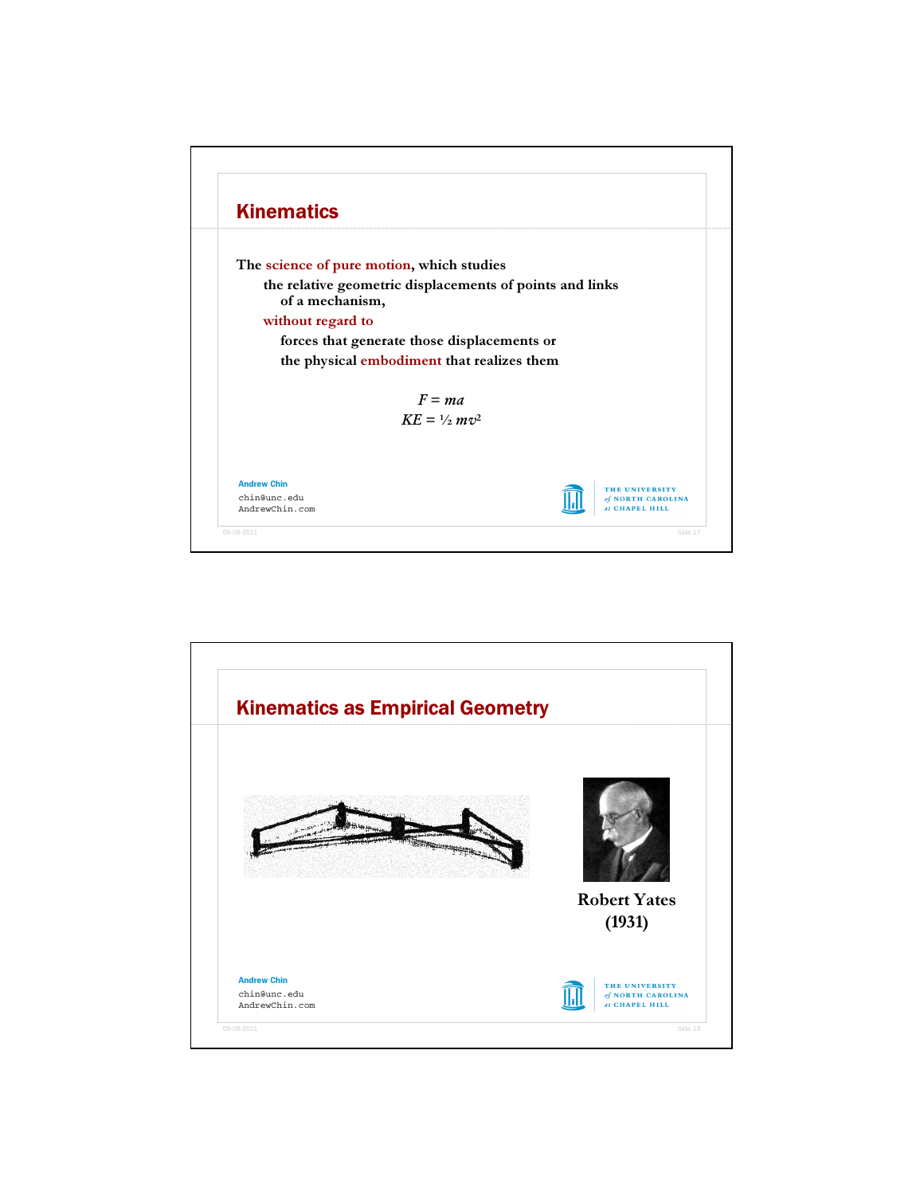## Kinematics

The science of pure motion, which studies

- the relative geometric displacements of points and links of a mechanism,

without regard to

- forces that generate those displacements or
- the physical embodiment that realizes them

$$F = ma$$
$$KE = \frac{1}{2} mv^2$$

Andrew Chin
chin@unc.edu
AndrewChin.com

## Kinematics as Empirical Geometry

Robert Yates
(1931)

Andrew Chin
chin@unc.edu
AndrewChin.com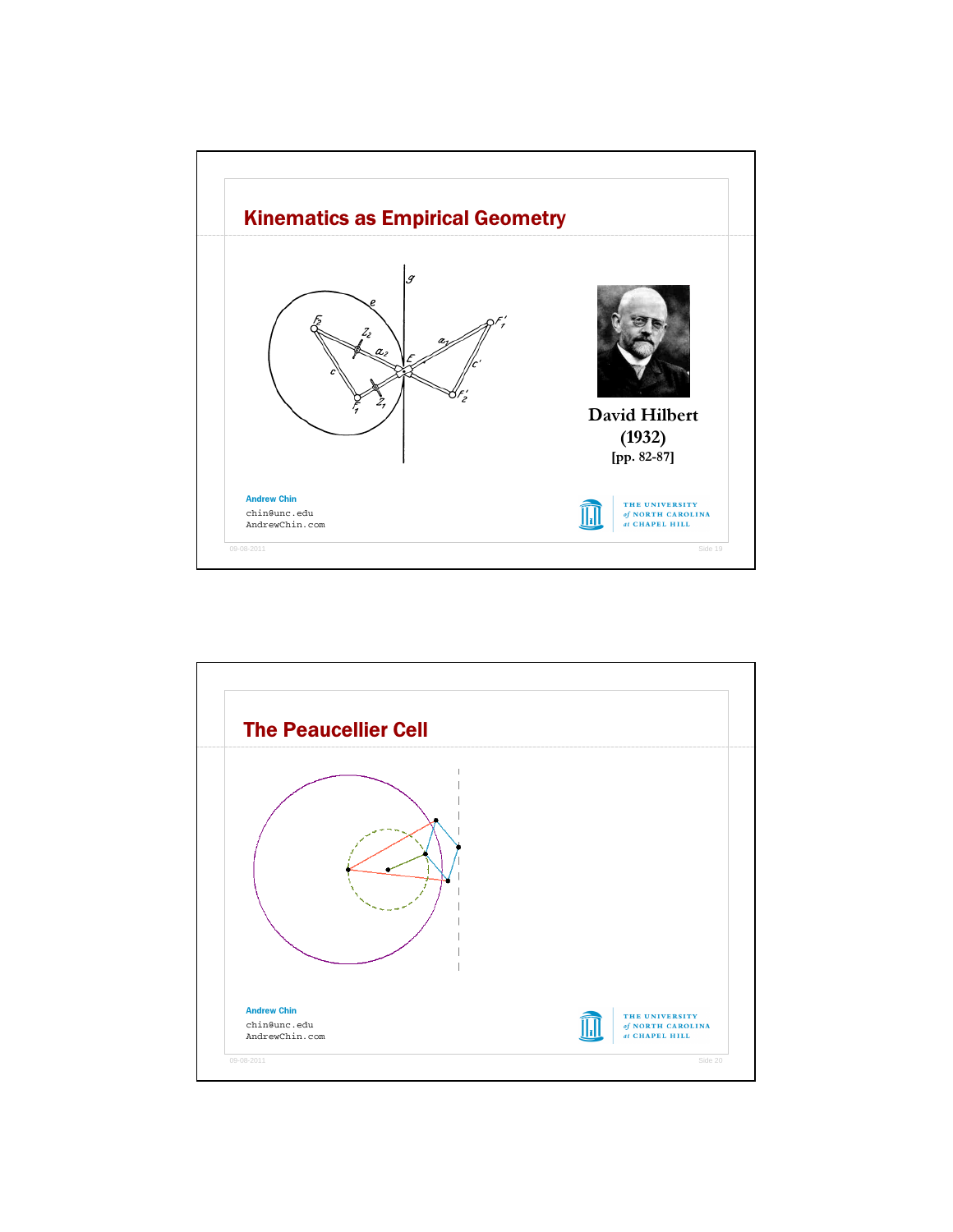## Kinematics as Empirical Geometry

David Hilbert
(1932)
[pp. 82-87]

Andrew Chin
chin@unc.edu
AndrewChin.com

THE UNIVERSITY of NORTH CAROLINA at CHAPEL HILL

## The Peaucellier Cell

Andrew Chin
chin@unc.edu
AndrewChin.com

THE UNIVERSITY of NORTH CAROLINA at CHAPEL HILL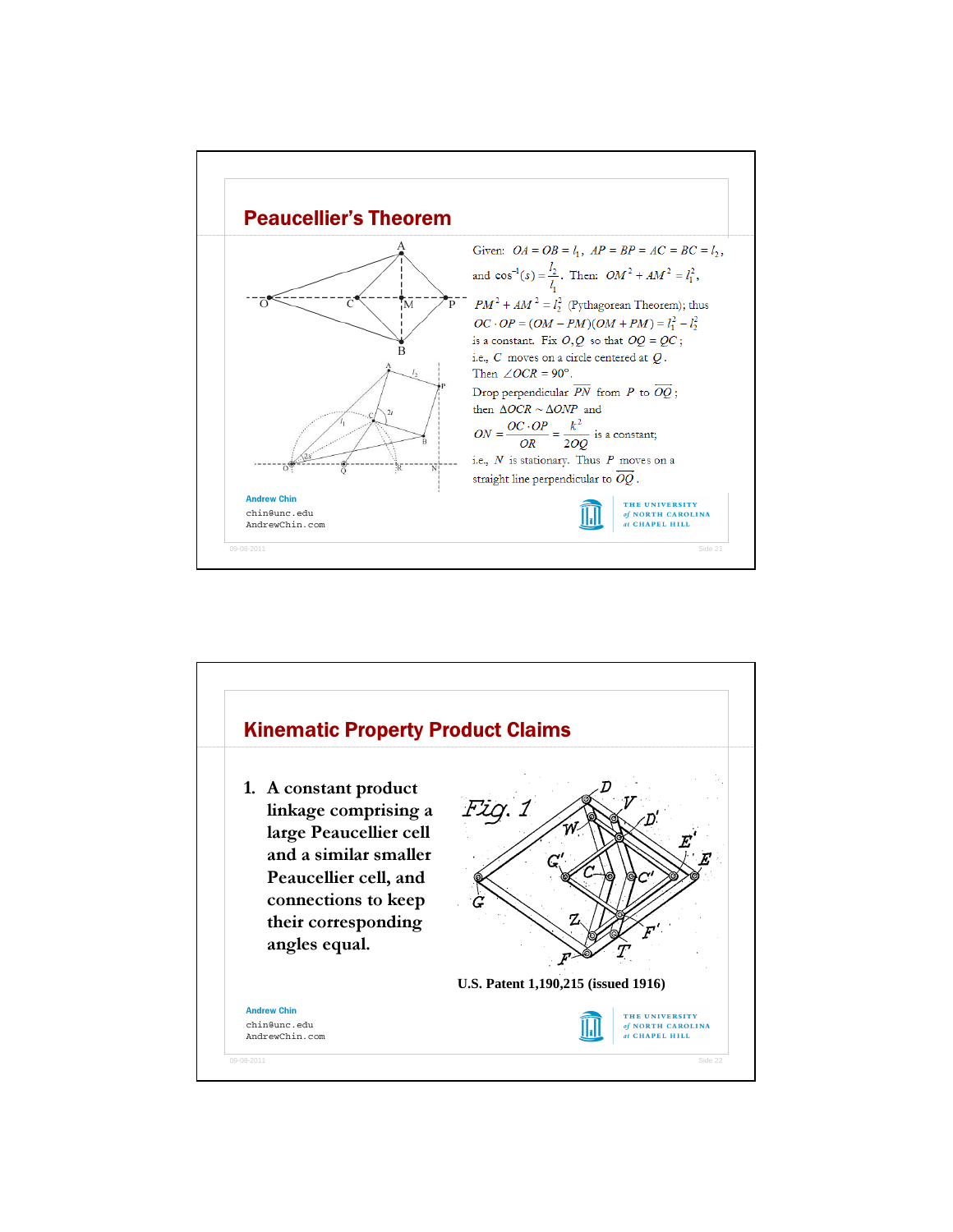## Peaucellier's Theorem

Given: $OA = OB = l_1$, $AP = BP = AC = BC = l_2$,

and $\cos^{-1}(s) = \frac{l_2}{l_1}$. Then: $OM^2 + AM^2 = l_1^2$,

$PM^2 + AM^2 = l_2^2$ (Pythagorean Theorem); thus

$OC \cdot OP = (OM - PM)(OM + PM) = l_1^2 - l_2^2$

is a constant. Fix $O, Q$ so that $OQ = QC$;

i.e., $C$ moves on a circle centered at $Q$.

Then $\angle OCR = 90°$.

Drop perpendicular $\overline{PN}$ from $P$ to $\overline{OQ}$;

then $\Delta OCR \sim \Delta ONP$ and

$$ON = \frac{OC \cdot OP}{OR} = \frac{k^2}{2OQ}$$ is a constant;

i.e., $N$ is stationary. Thus $P$ moves on a straight line perpendicular to $\overline{OQ}$.

Andrew Chin
chin@unc.edu
AndrewChin.com

THE UNIVERSITY of NORTH CAROLINA at CHAPEL HILL

## Kinematic Property Product Claims

1. A constant product linkage comprising a large Peaucellier cell and a similar smaller Peaucellier cell, and connections to keep their corresponding angles equal.

U.S. Patent 1,190,215 (issued 1916)

Andrew Chin
chin@unc.edu
AndrewChin.com

THE UNIVERSITY of NORTH CAROLINA at CHAPEL HILL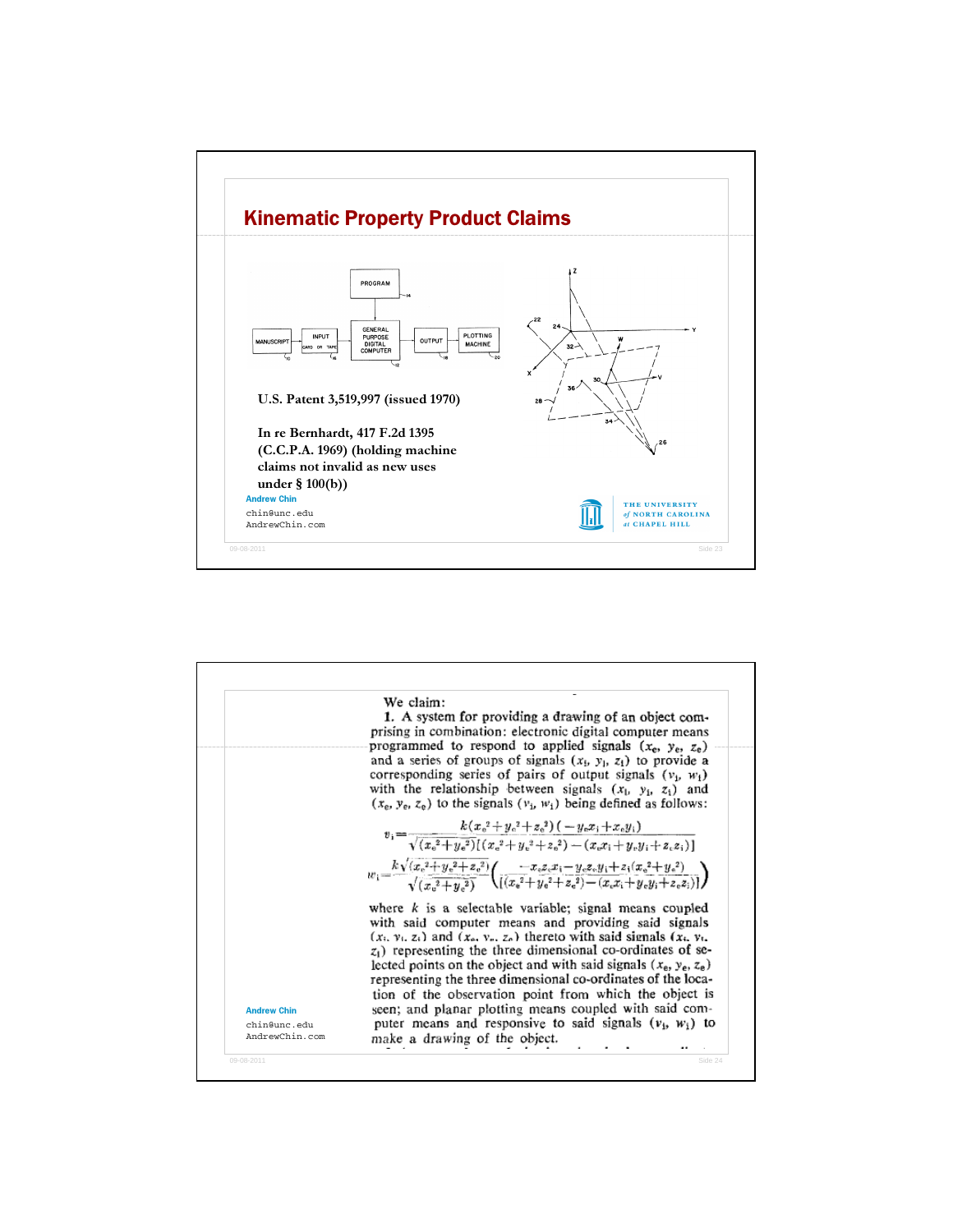# Kinematic Property Product Claims

PROGRAM 14

MANUSCRIPT 10 → INPUT CARD OR TAPE 16 → GENERAL PURPOSE DIGITAL COMPUTER 12 → OUTPUT 18 → PLOTTING MACHINE 20

U.S. Patent 3,519,997 (issued 1970)

In re Bernhardt, 417 F.2d 1395 (C.C.P.A. 1969) (holding machine claims not invalid as new uses under § 100(b))

Andrew Chin
chin@unc.edu
AndrewChin.com

---

We claim:

1. A system for providing a drawing of an object comprising in combination: electronic digital computer means programmed to respond to applied signals $(x_e, y_e, z_e)$ and a series of groups of signals $(x_i, y_i, z_i)$ to provide a corresponding series of pairs of output signals $(v_i, w_i)$ with the relationship between signals $(x_i, y_i, z_i)$ and $(x_e, y_e, z_e)$ to the signals $(v_i, w_i)$ being defined as follows:

$$v_i = \frac{k(x_e^2+y_e^2+z_e^2)(-y_e x_i + x_e y_i)}{\sqrt{(x_e^2+y_e^2)}[(x_e^2+y_e^2+z_e^2)-(x_e x_i+y_e y_i+z_e z_i)]}$$

$$w_i = \frac{k\sqrt{(x_e^2+y_e^2+z_e^2)}}{\sqrt{(x_e^2+y_e^2)}}\left(\frac{-x_e z_e x_i - y_e z_e y_i + z_i(x_e^2+y_e^2)}{[(x_e^2+y_e^2+z_e^2)-(x_e x_i+y_e y_i+z_e z_i)]}\right)$$

where $k$ is a selectable variable; signal means coupled with said computer means and providing said signals $(x_i, y_i, z_i)$ and $(x_e, y_e, z_e)$ thereto with said signals $(x_i, y_i, z_i)$ representing the three dimensional co-ordinates of selected points on the object and with said signals $(x_e, y_e, z_e)$ representing the three dimensional co-ordinates of the location of the observation point from which the object is seen; and planar plotting means coupled with said computer means and responsive to said signals $(v_i, w_i)$ to make a drawing of the object.

Andrew Chin
chin@unc.edu
AndrewChin.com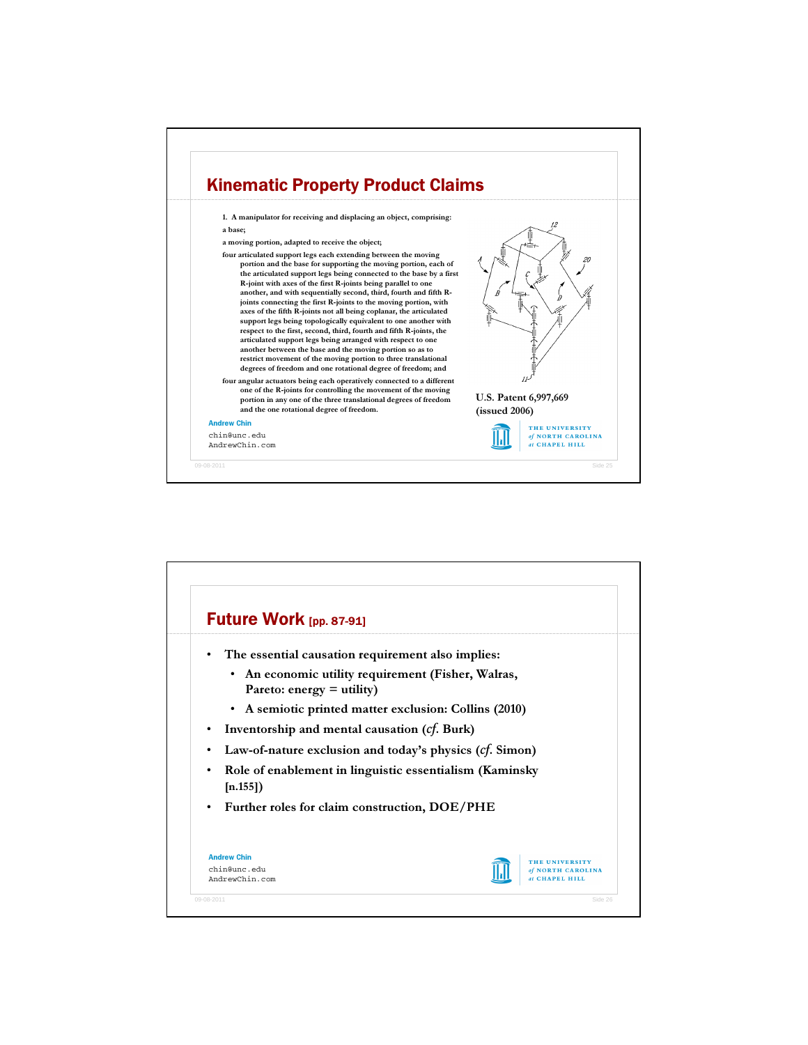## Kinematic Property Product Claims

1. A manipulator for receiving and displacing an object, comprising:

a base;

a moving portion, adapted to receive the object;

four articulated support legs each extending between the moving portion and the base for supporting the moving portion, each of the articulated support legs being connected to the base by a first R-joint with axes of the first R-joints being parallel to one another, and with sequentially second, third, fourth and fifth R-joints connecting the first R-joints to the moving portion, with axes of the fifth R-joints not all being coplanar, the articulated support legs being topologically equivalent to one another with respect to the first, second, third, fourth and fifth R-joints, the articulated support legs being arranged with respect to one another between the base and the moving portion so as to restrict movement of the moving portion to three translational degrees of freedom and one rotational degree of freedom; and

four angular actuators being each operatively connected to a different one of the R-joints for controlling the movement of the moving portion in any one of the three translational degrees of freedom and the one rotational degree of freedom.

12

20

A

B

C

D

11

U.S. Patent 6,997,669 (issued 2006)

**Andrew Chin**
chin@unc.edu
AndrewChin.com

THE UNIVERSITY *of* NORTH CAROLINA *at* CHAPEL HILL

## Future Work [pp. 87-91]

- The essential causation requirement also implies:
  - An economic utility requirement (Fisher, Walras, Pareto: energy = utility)
  - A semiotic printed matter exclusion: Collins (2010)
- Inventorship and mental causation (*cf.* Burk)
- Law-of-nature exclusion and today's physics (*cf.* Simon)
- Role of enablement in linguistic essentialism (Kaminsky [n.155])
- Further roles for claim construction, DOE/PHE

**Andrew Chin**
chin@unc.edu
AndrewChin.com

THE UNIVERSITY *of* NORTH CAROLINA *at* CHAPEL HILL